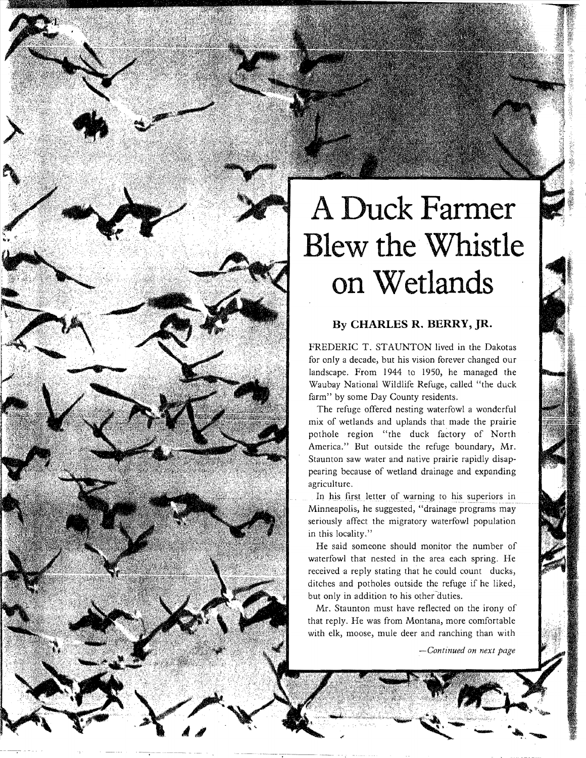# A Duck Farmer Blew the Whistle on Wetlands

## By CHARLES R. BERRY, JR.

FREDERIC T. STAUNTON lived in the Dakotas for only a decade, but his vision forever changed our landscape. From 1944 to 1950, he managed the Waubay National Wildlife Refuge, called "the duck farm" by some Day County residents.

The refuge offered nesting waterfowl a wonderful mix of wetlands and uplands that made the prairie pothole region "the duck factory of North America." But outside the refuge boundary, Mr. Staunton saw water and native prairie rapidly disappearing because of wetland drainage and expanding agriculture.

In his first letter of warning to his superiors in Minneapolis, he suggested, "drainage programs may seriously affect the migratory waterfowl population in this locality."

He said someone should monitor the number of waterfowl that nested in the area each spring. He received a reply stating that he could count ducks, ditches and potholes outside the refuge if he liked, but only in addition to his other duties.

Mr. Staunton must have reflected on the irony of that reply. He was from Montana, more comfortable with elk, moose, mule deer and ranching than with

*—Continued on next page*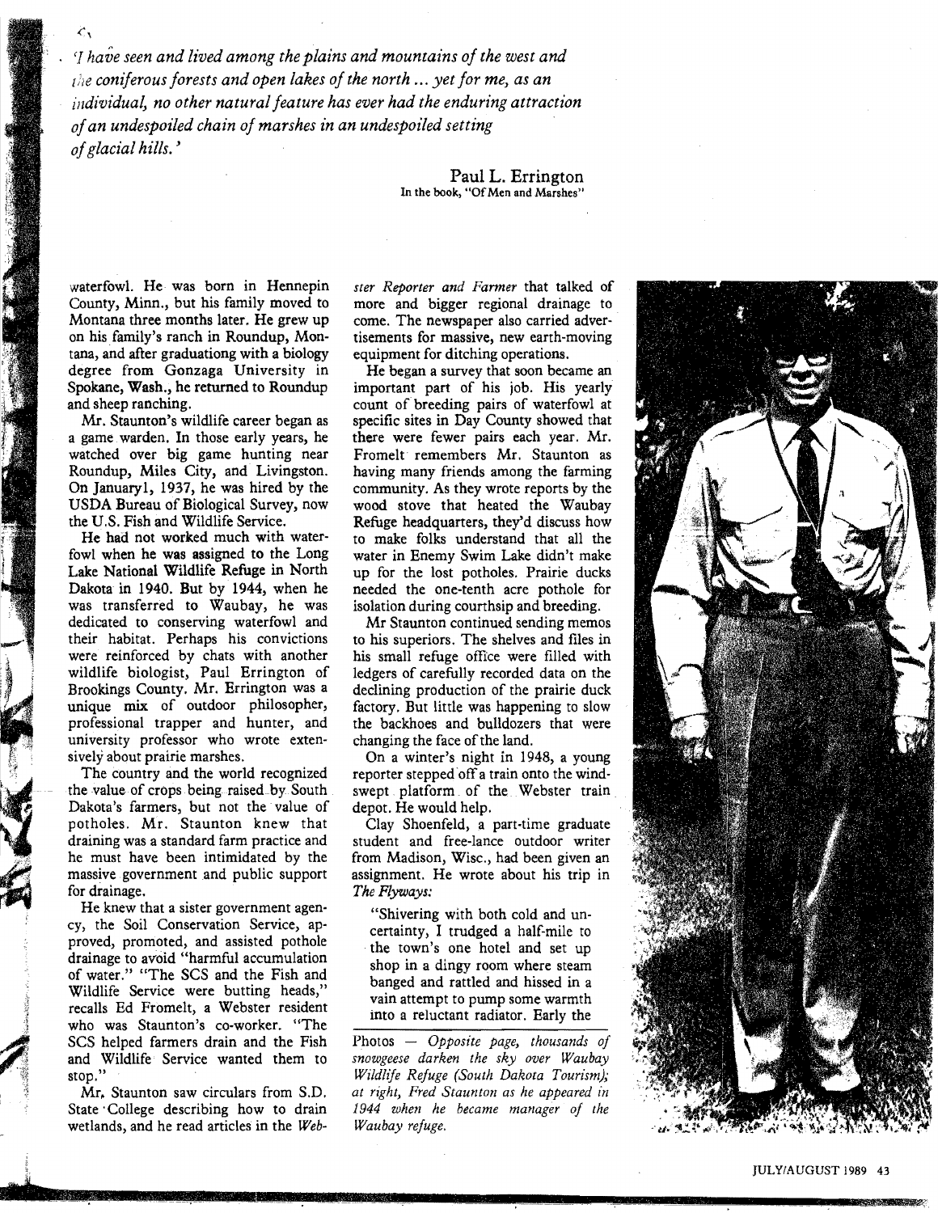*'I have seen and lived among the plains and mountains of the west and the coniferous forests and open lakes of the north ... yet for me, as an individual, no other natural feature has ever had the enduring attraction of an undespoiled chain of marshes in an undespoiled setting of glacial hills.'*

Paul L. Errington
In the book, "Of Men and Marshes"

waterfowl. He was born in Hennepin County, Minn., but his family moved to Montana three months later. He grew up on his family's ranch in Roundup, Montana, and after graduationg with a biology degree from Gonzaga University in Spokane, Wash., he returned to Roundup and sheep ranching.

Mr. Staunton's wildlife career began as a game warden. In those early years, he watched over big game hunting near Roundup, Miles City, and Livingston. On January1, 1937, he was hired by the USDA Bureau of Biological Survey, now the U.S. Fish and Wildlife Service.

He had not worked much with waterfowl when he was assigned to the Long Lake National Wildlife Refuge in North Dakota in 1940. But by 1944, when he was transferred to Waubay, he was dedicated to conserving waterfowl and their habitat. Perhaps his convictions were reinforced by chats with another wildlife biologist, Paul Errington of Brookings County. Mr. Errington was a unique mix of outdoor philosopher, professional trapper and hunter, and university professor who wrote extensively about prairie marshes.

The country and the world recognized the value of crops being raised by South Dakota's farmers, but not the value of potholes. Mr. Staunton knew that draining was a standard farm practice and he must have been intimidated by the massive government and public support for drainage.

He knew that a sister government agency, the Soil Conservation Service, approved, promoted, and assisted pothole drainage to avoid "harmful accumulation of water." "The SCS and the Fish and Wildlife Service were butting heads," recalls Ed Fromelt, a Webster resident who was Staunton's co-worker. "The SCS helped farmers drain and the Fish and Wildlife Service wanted them to stop."

Mr. Staunton saw circulars from S.D. State College describing how to drain wetlands, and he read articles in the *Webster Reporter and Farmer* that talked of more and bigger regional drainage to come. The newspaper also carried advertisements for massive, new earth-moving equipment for ditching operations.

He began a survey that soon became an important part of his job. His yearly count of breeding pairs of waterfowl at specific sites in Day County showed that there were fewer pairs each year. Mr. Fromelt remembers Mr. Staunton as having many friends among the farming community. As they wrote reports by the wood stove that heated the Waubay Refuge headquarters, they'd discuss how to make folks understand that all the water in Enemy Swim Lake didn't make up for the lost potholes. Prairie ducks needed the one-tenth acre pothole for isolation during courthsip and breeding.

Mr Staunton continued sending memos to his superiors. The shelves and files in his small refuge office were filled with ledgers of carefully recorded data on the declining production of the prairie duck factory. But little was happening to slow the backhoes and bulldozers that were changing the face of the land.

On a winter's night in 1948, a young reporter stepped off a train onto the windswept platform of the Webster train depot. He would help.

Clay Shoenfeld, a part-time graduate student and free-lance outdoor writer from Madison, Wisc., had been given an assignment. He wrote about his trip in *The Flyways:*

> "Shivering with both cold and uncertainty, I trudged a half-mile to the town's one hotel and set up shop in a dingy room where steam banged and rattled and hissed in a vain attempt to pump some warmth into a reluctant radiator. Early the

Photos — *Opposite page, thousands of snowgeese darken the sky over Waubay Wildlife Refuge (South Dakota Tourism); at right, Fred Staunton as he appeared in 1944 when he became manager of the Waubay refuge.*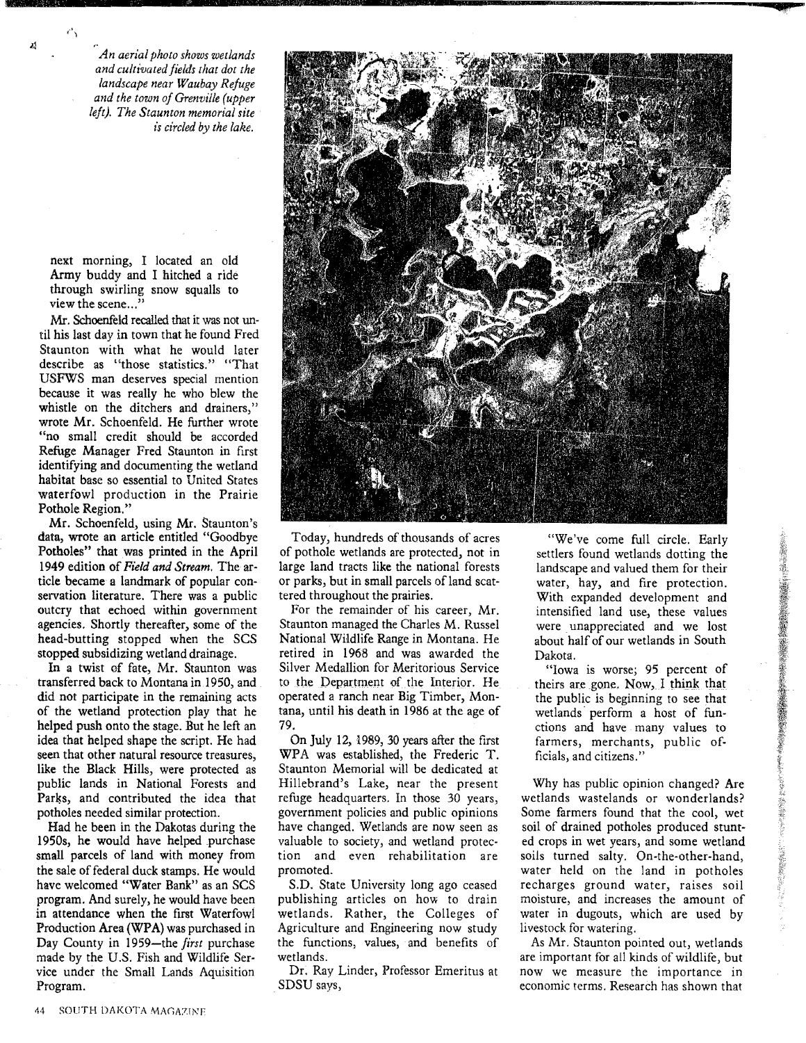*An aerial photo shows wetlands and cultivated fields that dot the landscape near Waubay Refuge and the town of Grenville (upper left). The Staunton memorial site is circled by the lake.*

next morning, I located an old Army buddy and I hitched a ride through swirling snow squalls to view the scene..."

Mr. Schoenfeld recalled that it was not until his last day in town that he found Fred Staunton with what he would later describe as "those statistics." "That USFWS man deserves special mention because it was really he who blew the whistle on the ditchers and drainers," wrote Mr. Schoenfeld. He further wrote "no small credit should be accorded Refuge Manager Fred Staunton in first identifying and documenting the wetland habitat base so essential to United States waterfowl production in the Prairie Pothole Region."

Mr. Schoenfeld, using Mr. Staunton's data, wrote an article entitled "Goodbye Potholes" that was printed in the April 1949 edition of *Field and Stream.* The article became a landmark of popular conservation literature. There was a public outcry that echoed within government agencies. Shortly thereafter, some of the head-butting stopped when the SCS stopped subsidizing wetland drainage.

In a twist of fate, Mr. Staunton was transferred back to Montana in 1950, and did not participate in the remaining acts of the wetland protection play that he helped push onto the stage. But he left an idea that helped shape the script. He had seen that other natural resource treasures, like the Black Hills, were protected as public lands in National Forests and Parks, and contributed the idea that potholes needed similar protection.

Had he been in the Dakotas during the 1950s, he would have helped purchase small parcels of land with money from the sale of federal duck stamps. He would have welcomed "Water Bank" as an SCS program. And surely, he would have been in attendance when the first Waterfowl Production Area (WPA) was purchased in Day County in 1959—the *first* purchase made by the U.S. Fish and Wildlife Service under the Small Lands Aquisition Program.

Today, hundreds of thousands of acres of pothole wetlands are protected, not in large land tracts like the national forests or parks, but in small parcels of land scattered throughout the prairies.

For the remainder of his career, Mr. Staunton managed the Charles M. Russel National Wildlife Range in Montana. He retired in 1968 and was awarded the Silver Medallion for Meritorious Service to the Department of the Interior. He operated a ranch near Big Timber, Montana, until his death in 1986 at the age of 79.

On July 12, 1989, 30 years after the first WPA was established, the Frederic T. Staunton Memorial will be dedicated at Hillebrand's Lake, near the present refuge headquarters. In those 30 years, government policies and public opinions have changed. Wetlands are now seen as valuable to society, and wetland protection and even rehabilitation are promoted.

S.D. State University long ago ceased publishing articles on how to drain wetlands. Rather, the Colleges of Agriculture and Engineering now study the functions, values, and benefits of wetlands.

Dr. Ray Linder, Professor Emeritus at SDSU says,

"We've come full circle. Early settlers found wetlands dotting the landscape and valued them for their water, hay, and fire protection. With expanded development and intensified land use, these values were unappreciated and we lost about half of our wetlands in South Dakota.

"Iowa is worse; 95 percent of theirs are gone. Now, I think that the public is beginning to see that wetlands perform a host of functions and have many values to farmers, merchants, public officials, and citizens."

Why has public opinion changed? Are wetlands wastelands or wonderlands? Some farmers found that the cool, wet soil of drained potholes produced stunted crops in wet years, and some wetland soils turned salty. On-the-other-hand, water held on the land in potholes recharges ground water, raises soil moisture, and increases the amount of water in dugouts, which are used by livestock for watering.

As Mr. Staunton pointed out, wetlands are important for all kinds of wildlife, but now we measure the importance in economic terms. Research has shown that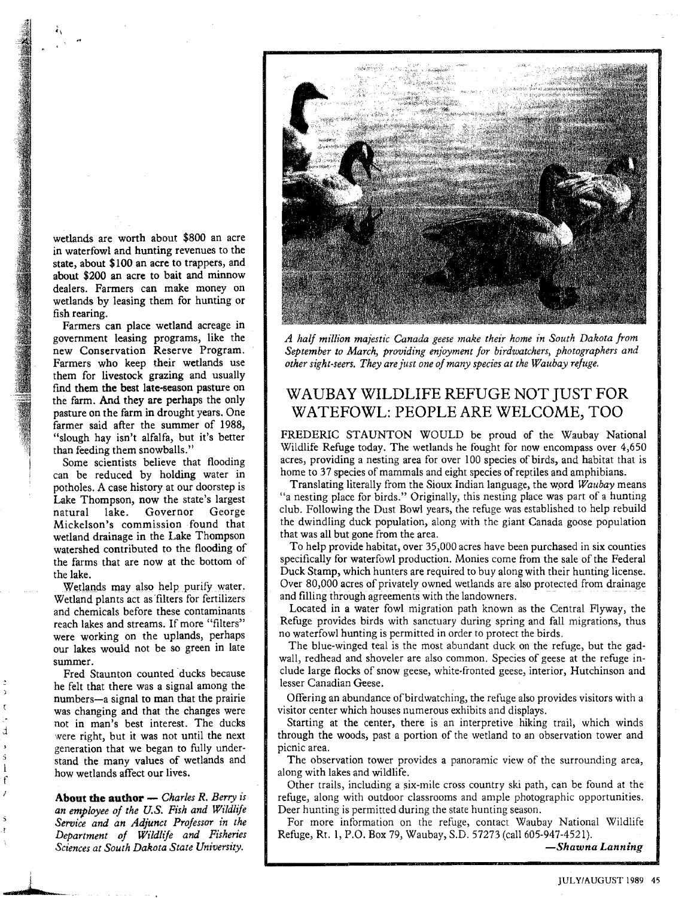wetlands are worth about $800 an acre in waterfowl and hunting revenues to the state, about $100 an acre to trappers, and about $200 an acre to bait and minnow dealers. Farmers can make money on wetlands by leasing them for hunting or fish rearing.

Farmers can place wetland acreage in government leasing programs, like the new Conservation Reserve Program. Farmers who keep their wetlands use them for livestock grazing and usually find them the best late-season pasture on the farm. And they are perhaps the only pasture on the farm in drought years. One farmer said after the summer of 1988, "slough hay isn't alfalfa, but it's better than feeding them snowballs."

Some scientists believe that flooding can be reduced by holding water in potholes. A case history at our doorstep is Lake Thompson, now the state's largest natural lake. Governor George Mickelson's commission found that wetland drainage in the Lake Thompson watershed contributed to the flooding of the farms that are now at the bottom of the lake.

Wetlands may also help purify water. Wetland plants act as filters for fertilizers and chemicals before these contaminants reach lakes and streams. If more "filters" were working on the uplands, perhaps our lakes would not be so green in late summer.

Fred Staunton counted ducks because he felt that there was a signal among the numbers—a signal to man that the prairie was changing and that the changes were not in man's best interest. The ducks were right, but it was not until the next generation that we began to fully understand the many values of wetlands and how wetlands affect our lives.

**About the author** — *Charles R. Berry is an employee of the U.S. Fish and Wildlife Service and an Adjunct Professor in the Department of Wildlife and Fisheries Sciences at South Dakota State University.*

*A half million majestic Canada geese make their home in South Dakota from September to March, providing enjoyment for birdwatchers, photographers and other sight-seers. They are just one of many species at the Waubay refuge.*

## WAUBAY WILDLIFE REFUGE NOT JUST FOR WATEFOWL: PEOPLE ARE WELCOME, TOO

FREDERIC STAUNTON WOULD be proud of the Waubay National Wildlife Refuge today. The wetlands he fought for now encompass over 4,650 acres, providing a nesting area for over 100 species of birds, and habitat that is home to 37 species of mammals and eight species of reptiles and amphibians.

Translating literally from the Sioux Indian language, the word *Waubay* means "a nesting place for birds." Originally, this nesting place was part of a hunting club. Following the Dust Bowl years, the refuge was established to help rebuild the dwindling duck population, along with the giant Canada goose population that was all but gone from the area.

To help provide habitat, over 35,000 acres have been purchased in six counties specifically for waterfowl production. Monies come from the sale of the Federal Duck Stamp, which hunters are required to buy along with their hunting license. Over 80,000 acres of privately owned wetlands are also protected from drainage and filling through agreements with the landowners.

Located in a water fowl migration path known as the Central Flyway, the Refuge provides birds with sanctuary during spring and fall migrations, thus no waterfowl hunting is permitted in order to protect the birds.

The blue-winged teal is the most abundant duck on the refuge, but the gadwall, redhead and shoveler are also common. Species of geese at the refuge include large flocks of snow geese, white-fronted geese, interior, Hutchinson and lesser Canadian Geese.

Offering an abundance of birdwatching, the refuge also provides visitors with a visitor center which houses numerous exhibits and displays.

Starting at the center, there is an interpretive hiking trail, which winds through the woods, past a portion of the wetland to an observation tower and picnic area.

The observation tower provides a panoramic view of the surrounding area, along with lakes and wildlife.

Other trails, including a six-mile cross country ski path, can be found at the refuge, along with outdoor classrooms and ample photographic opportunities. Deer hunting is permitted during the state hunting season.

For more information on the refuge, contact Waubay National Wildlife Refuge, Rt. 1, P.O. Box 79, Waubay, S.D. 57273 (call 605-947-4521).

—***Shawna Lanning***